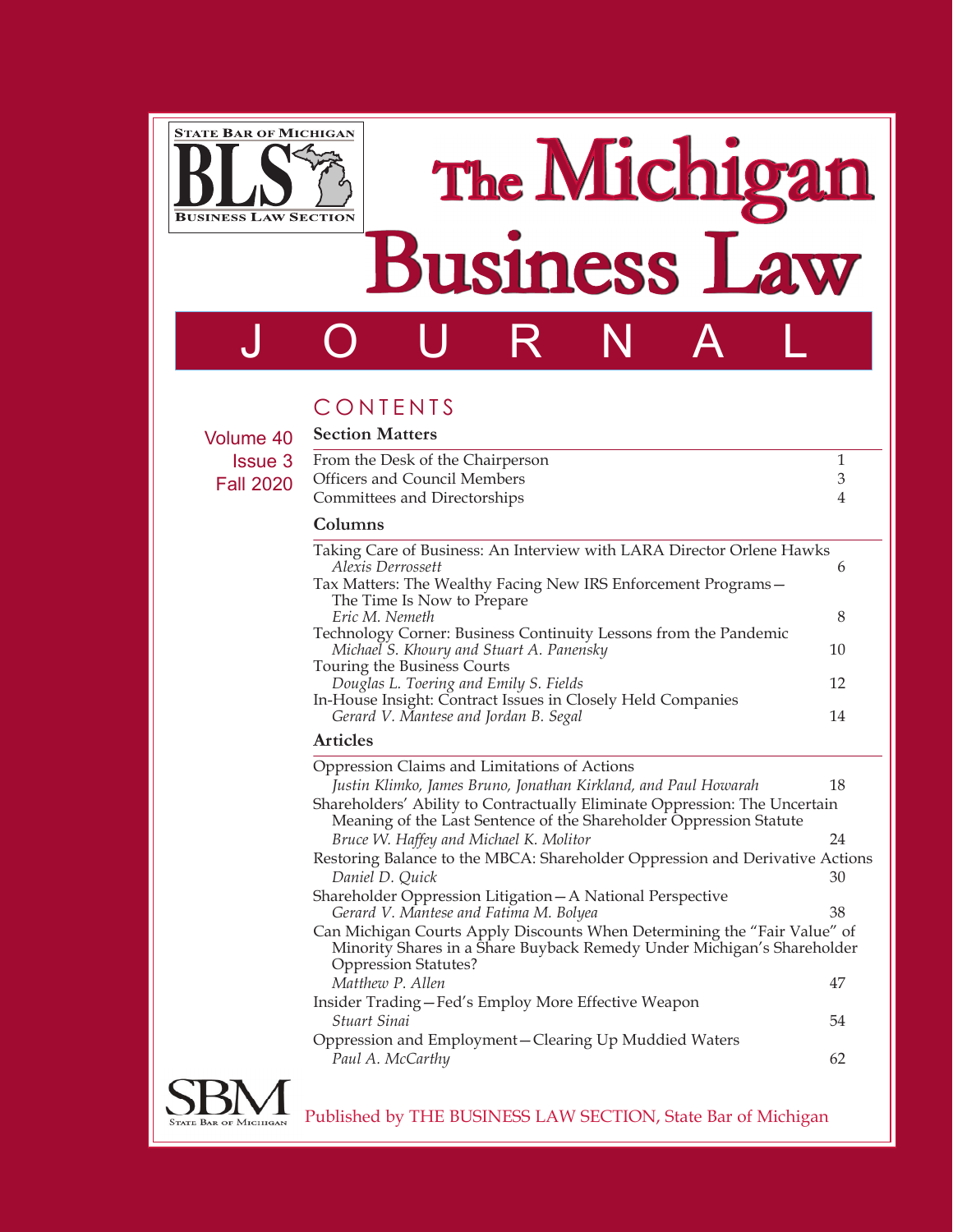STATE BAR OF MICHIGAN

BLS

BUSINESS LAW SECTION

# The Michigan Business Law JOURNAL

## CONTENTS

Volume 40
Issue 3
Fall 2020

### Section Matters

| | |
|---|---|
| From the Desk of the Chairperson | 1 |
| Officers and Council Members | 3 |
| Committees and Directorships | 4 |

### Columns

| | |
|---|---|
| Taking Care of Business: An Interview with LARA Director Orlene Hawks<br>*Alexis Derrossett* | 6 |
| Tax Matters: The Wealthy Facing New IRS Enforcement Programs—The Time Is Now to Prepare<br>*Eric M. Nemeth* | 8 |
| Technology Corner: Business Continuity Lessons from the Pandemic<br>*Michael S. Khoury and Stuart A. Panensky* | 10 |
| Touring the Business Courts<br>*Douglas L. Toering and Emily S. Fields* | 12 |
| In-House Insight: Contract Issues in Closely Held Companies<br>*Gerard V. Mantese and Jordan B. Segal* | 14 |

### Articles

| | |
|---|---|
| Oppression Claims and Limitations of Actions<br>*Justin Klimko, James Bruno, Jonathan Kirkland, and Paul Howarah* | 18 |
| Shareholders' Ability to Contractually Eliminate Oppression: The Uncertain Meaning of the Last Sentence of the Shareholder Oppression Statute<br>*Bruce W. Haffey and Michael K. Molitor* | 24 |
| Restoring Balance to the MBCA: Shareholder Oppression and Derivative Actions<br>*Daniel D. Quick* | 30 |
| Shareholder Oppression Litigation—A National Perspective<br>*Gerard V. Mantese and Fatima M. Bolyea* | 38 |
| Can Michigan Courts Apply Discounts When Determining the "Fair Value" of Minority Shares in a Share Buyback Remedy Under Michigan's Shareholder Oppression Statutes?<br>*Matthew P. Allen* | 47 |
| Insider Trading—Fed's Employ More Effective Weapon<br>*Stuart Sinai* | 54 |
| Oppression and Employment—Clearing Up Muddied Waters<br>*Paul A. McCarthy* | 62 |

SBM STATE BAR OF MICHIGAN

Published by THE BUSINESS LAW SECTION, State Bar of Michigan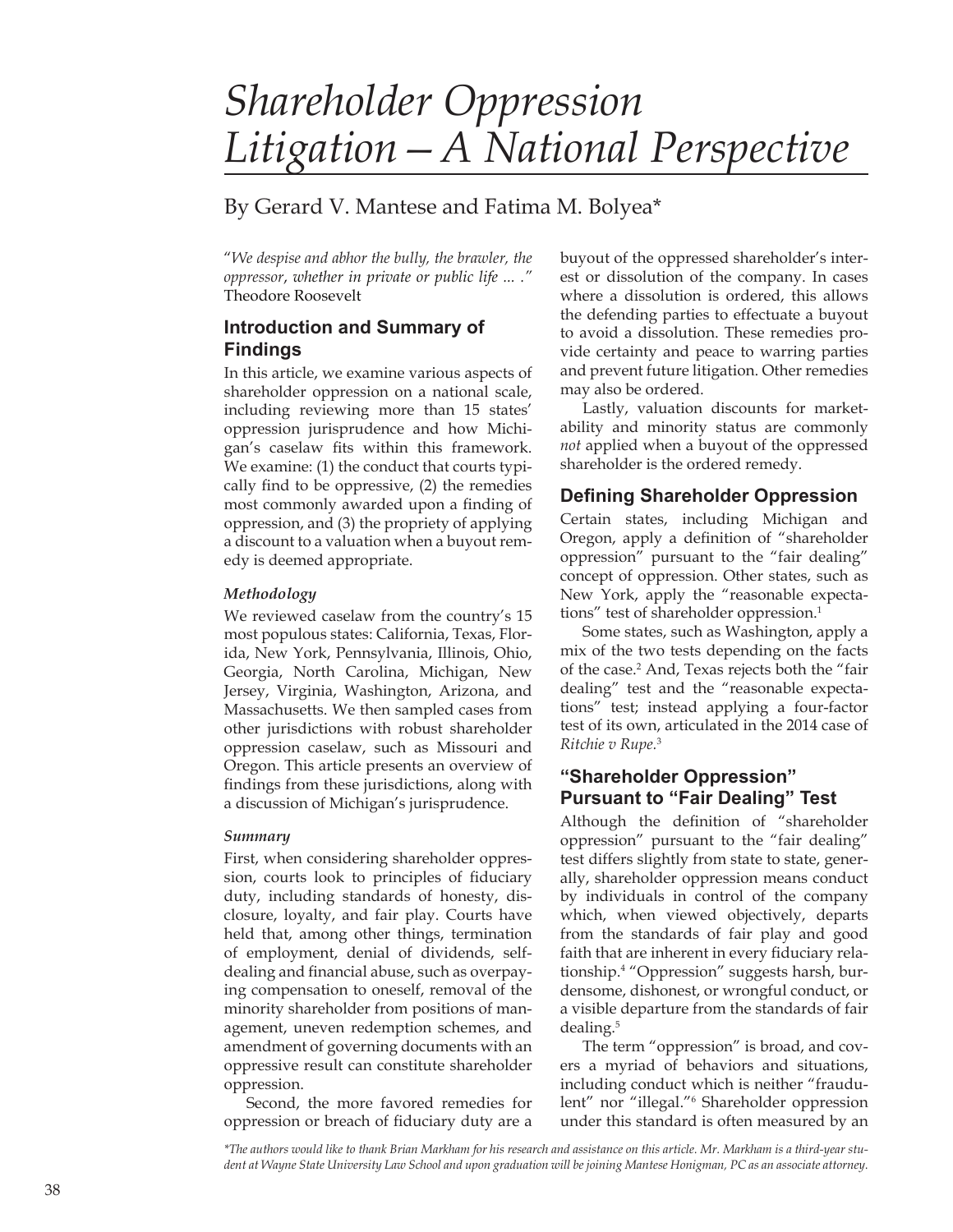# *Shareholder Oppression Litigation – A National Perspective*

By Gerard V. Mantese and Fatima M. Bolyea*

"*We despise and abhor the bully, the brawler, the oppressor, whether in private or public life ... .*"
Theodore Roosevelt

## Introduction and Summary of Findings

In this article, we examine various aspects of shareholder oppression on a national scale, including reviewing more than 15 states' oppression jurisprudence and how Michigan's caselaw fits within this framework. We examine: (1) the conduct that courts typically find to be oppressive, (2) the remedies most commonly awarded upon a finding of oppression, and (3) the propriety of applying a discount to a valuation when a buyout remedy is deemed appropriate.

### *Methodology*

We reviewed caselaw from the country's 15 most populous states: California, Texas, Florida, New York, Pennsylvania, Illinois, Ohio, Georgia, North Carolina, Michigan, New Jersey, Virginia, Washington, Arizona, and Massachusetts. We then sampled cases from other jurisdictions with robust shareholder oppression caselaw, such as Missouri and Oregon. This article presents an overview of findings from these jurisdictions, along with a discussion of Michigan's jurisprudence.

### *Summary*

First, when considering shareholder oppression, courts look to principles of fiduciary duty, including standards of honesty, disclosure, loyalty, and fair play. Courts have held that, among other things, termination of employment, denial of dividends, self-dealing and financial abuse, such as overpaying compensation to oneself, removal of the minority shareholder from positions of management, uneven redemption schemes, and amendment of governing documents with an oppressive result can constitute shareholder oppression.

Second, the more favored remedies for oppression or breach of fiduciary duty are a buyout of the oppressed shareholder's interest or dissolution of the company. In cases where a dissolution is ordered, this allows the defending parties to effectuate a buyout to avoid a dissolution. These remedies provide certainty and peace to warring parties and prevent future litigation. Other remedies may also be ordered.

Lastly, valuation discounts for marketability and minority status are commonly *not* applied when a buyout of the oppressed shareholder is the ordered remedy.

## Defining Shareholder Oppression

Certain states, including Michigan and Oregon, apply a definition of "shareholder oppression" pursuant to the "fair dealing" concept of oppression. Other states, such as New York, apply the "reasonable expectations" test of shareholder oppression.[1]

Some states, such as Washington, apply a mix of the two tests depending on the facts of the case.[2] And, Texas rejects both the "fair dealing" test and the "reasonable expectations" test; instead applying a four-factor test of its own, articulated in the 2014 case of *Ritchie v Rupe.*[3]

## "Shareholder Oppression" Pursuant to "Fair Dealing" Test

Although the definition of "shareholder oppression" pursuant to the "fair dealing" test differs slightly from state to state, generally, shareholder oppression means conduct by individuals in control of the company which, when viewed objectively, departs from the standards of fair play and good faith that are inherent in every fiduciary relationship.[4] "Oppression" suggests harsh, burdensome, dishonest, or wrongful conduct, or a visible departure from the standards of fair dealing.[5]

The term "oppression" is broad, and covers a myriad of behaviors and situations, including conduct which is neither "fraudulent" nor "illegal."[6] Shareholder oppression under this standard is often measured by an

*\*The authors would like to thank Brian Markham for his research and assistance on this article. Mr. Markham is a third-year student at Wayne State University Law School and upon graduation will be joining Mantese Honigman, PC as an associate attorney.*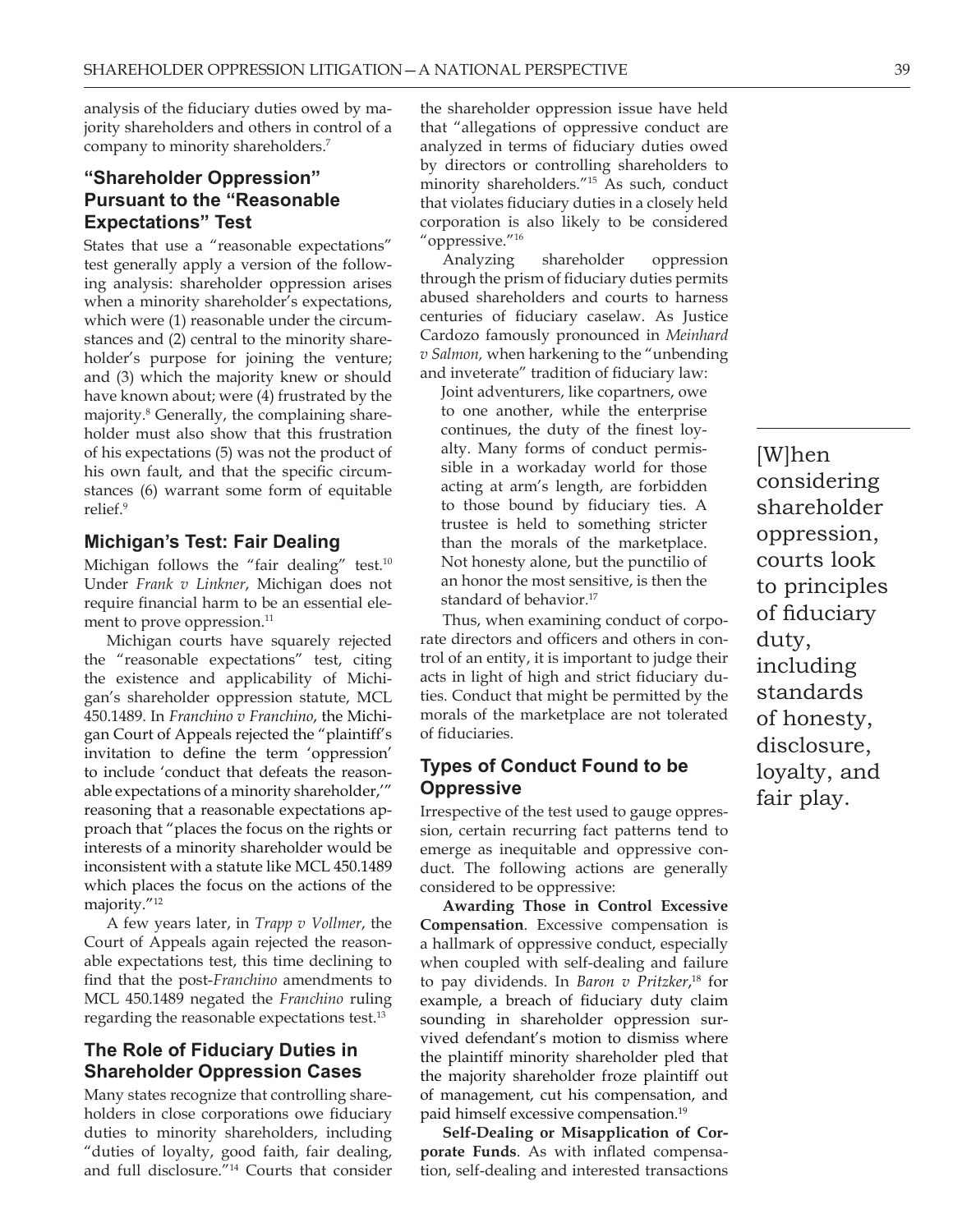analysis of the fiduciary duties owed by majority shareholders and others in control of a company to minority shareholders.[7]

## "Shareholder Oppression" Pursuant to the "Reasonable Expectations" Test

States that use a "reasonable expectations" test generally apply a version of the following analysis: shareholder oppression arises when a minority shareholder's expectations, which were (1) reasonable under the circumstances and (2) central to the minority shareholder's purpose for joining the venture; and (3) which the majority knew or should have known about; were (4) frustrated by the majority.[8] Generally, the complaining shareholder must also show that this frustration of his expectations (5) was not the product of his own fault, and that the specific circumstances (6) warrant some form of equitable relief.[9]

## Michigan's Test: Fair Dealing

Michigan follows the "fair dealing" test.[10] Under *Frank v Linkner*, Michigan does not require financial harm to be an essential element to prove oppression.[11]

Michigan courts have squarely rejected the "reasonable expectations" test, citing the existence and applicability of Michigan's shareholder oppression statute, MCL 450.1489. In *Franchino v Franchino*, the Michigan Court of Appeals rejected the "plaintiff's invitation to define the term 'oppression' to include 'conduct that defeats the reasonable expectations of a minority shareholder,'" reasoning that a reasonable expectations approach that "places the focus on the rights or interests of a minority shareholder would be inconsistent with a statute like MCL 450.1489 which places the focus on the actions of the majority."[12]

A few years later, in *Trapp v Vollmer*, the Court of Appeals again rejected the reasonable expectations test, this time declining to find that the post-*Franchino* amendments to MCL 450.1489 negated the *Franchino* ruling regarding the reasonable expectations test.[13]

## The Role of Fiduciary Duties in Shareholder Oppression Cases

Many states recognize that controlling shareholders in close corporations owe fiduciary duties to minority shareholders, including "duties of loyalty, good faith, fair dealing, and full disclosure."[14] Courts that consider the shareholder oppression issue have held that "allegations of oppressive conduct are analyzed in terms of fiduciary duties owed by directors or controlling shareholders to minority shareholders."[15] As such, conduct that violates fiduciary duties in a closely held corporation is also likely to be considered "oppressive."[16]

Analyzing shareholder oppression through the prism of fiduciary duties permits abused shareholders and courts to harness centuries of fiduciary caselaw. As Justice Cardozo famously pronounced in *Meinhard v Salmon,* when harkening to the "unbending and inveterate" tradition of fiduciary law:

> Joint adventurers, like copartners, owe to one another, while the enterprise continues, the duty of the finest loyalty. Many forms of conduct permissible in a workaday world for those acting at arm's length, are forbidden to those bound by fiduciary ties. A trustee is held to something stricter than the morals of the marketplace. Not honesty alone, but the punctilio of an honor the most sensitive, is then the standard of behavior.[17]

Thus, when examining conduct of corporate directors and officers and others in control of an entity, it is important to judge their acts in light of high and strict fiduciary duties. Conduct that might be permitted by the morals of the marketplace are not tolerated of fiduciaries.

> [W]hen considering shareholder oppression, courts look to principles of fiduciary duty, including standards of honesty, disclosure, loyalty, and fair play.

## Types of Conduct Found to be Oppressive

Irrespective of the test used to gauge oppression, certain recurring fact patterns tend to emerge as inequitable and oppressive conduct. The following actions are generally considered to be oppressive:

**Awarding Those in Control Excessive Compensation**. Excessive compensation is a hallmark of oppressive conduct, especially when coupled with self-dealing and failure to pay dividends. In *Baron v Pritzker*,[18] for example, a breach of fiduciary duty claim sounding in shareholder oppression survived defendant's motion to dismiss where the plaintiff minority shareholder pled that the majority shareholder froze plaintiff out of management, cut his compensation, and paid himself excessive compensation.[19]

**Self-Dealing or Misapplication of Corporate Funds**. As with inflated compensation, self-dealing and interested transactions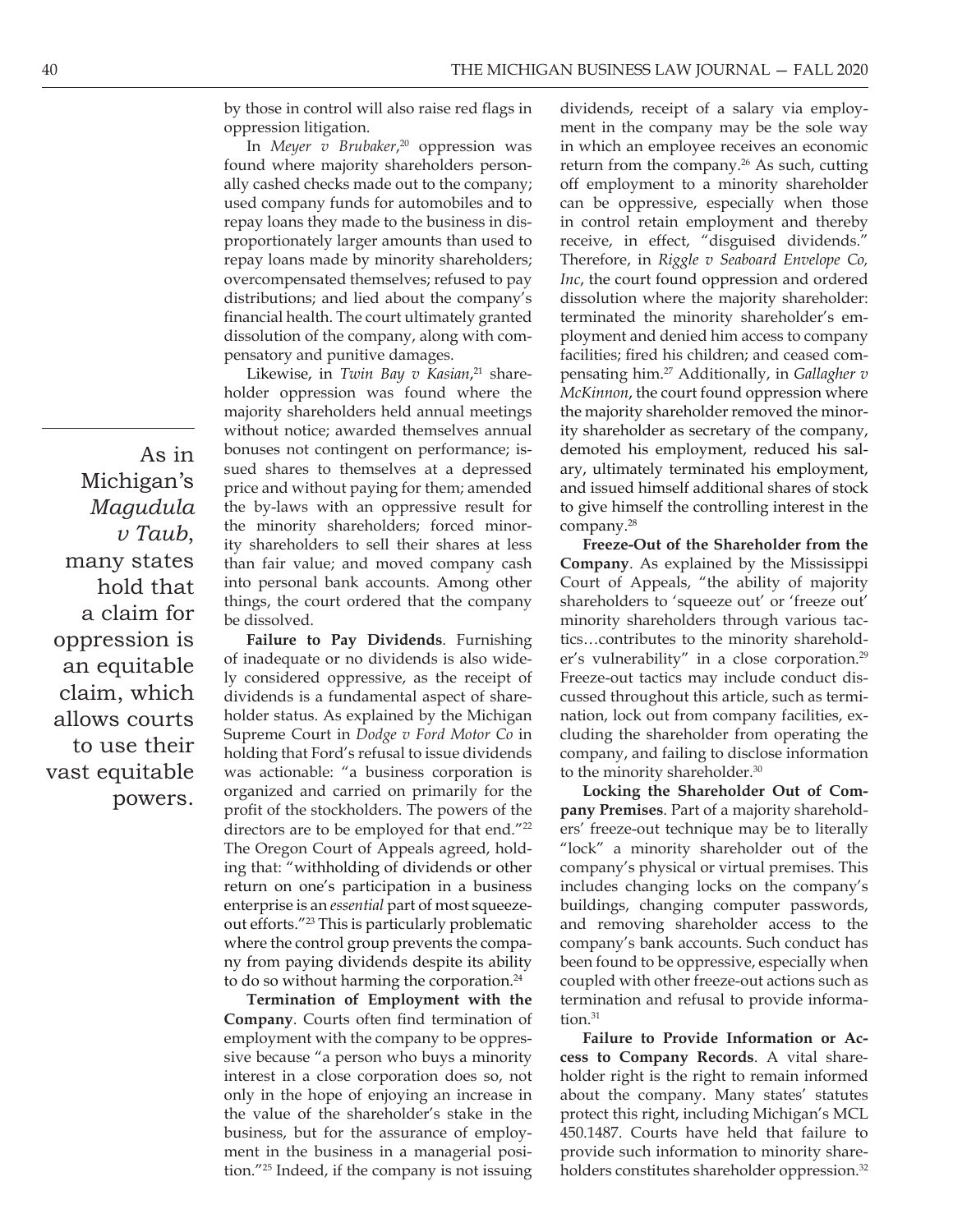by those in control will also raise red flags in oppression litigation.

In *Meyer v Brubaker*,[20] oppression was found where majority shareholders personally cashed checks made out to the company; used company funds for automobiles and to repay loans they made to the business in disproportionately larger amounts than used to repay loans made by minority shareholders; overcompensated themselves; refused to pay distributions; and lied about the company's financial health. The court ultimately granted dissolution of the company, along with compensatory and punitive damages.

Likewise, in *Twin Bay v Kasian*,[21] shareholder oppression was found where the majority shareholders held annual meetings without notice; awarded themselves annual bonuses not contingent on performance; issued shares to themselves at a depressed price and without paying for them; amended the by-laws with an oppressive result for the minority shareholders; forced minority shareholders to sell their shares at less than fair value; and moved company cash into personal bank accounts. Among other things, the court ordered that the company be dissolved.

> As in Michigan's *Magudula v Taub*, many states hold that a claim for oppression is an equitable claim, which allows courts to use their vast equitable powers.

**Failure to Pay Dividends**. Furnishing of inadequate or no dividends is also widely considered oppressive, as the receipt of dividends is a fundamental aspect of shareholder status. As explained by the Michigan Supreme Court in *Dodge v Ford Motor Co* in holding that Ford's refusal to issue dividends was actionable: "a business corporation is organized and carried on primarily for the profit of the stockholders. The powers of the directors are to be employed for that end."[22] The Oregon Court of Appeals agreed, holding that: "withholding of dividends or other return on one's participation in a business enterprise is an *essential* part of most squeeze-out efforts."[23] This is particularly problematic where the control group prevents the company from paying dividends despite its ability to do so without harming the corporation.[24]

**Termination of Employment with the Company**. Courts often find termination of employment with the company to be oppressive because "a person who buys a minority interest in a close corporation does so, not only in the hope of enjoying an increase in the value of the shareholder's stake in the business, but for the assurance of employment in the business in a managerial position."[25] Indeed, if the company is not issuing dividends, receipt of a salary via employment in the company may be the sole way in which an employee receives an economic return from the company.[26] As such, cutting off employment to a minority shareholder can be oppressive, especially when those in control retain employment and thereby receive, in effect, "disguised dividends." Therefore, in *Riggle v Seaboard Envelope Co, Inc*, the court found oppression and ordered dissolution where the majority shareholder: terminated the minority shareholder's employment and denied him access to company facilities; fired his children; and ceased compensating him.[27] Additionally, in *Gallagher v McKinnon*, the court found oppression where the majority shareholder removed the minority shareholder as secretary of the company, demoted his employment, reduced his salary, ultimately terminated his employment, and issued himself additional shares of stock to give himself the controlling interest in the company.[28]

**Freeze-Out of the Shareholder from the Company**. As explained by the Mississippi Court of Appeals, "the ability of majority shareholders to 'squeeze out' or 'freeze out' minority shareholders through various tactics…contributes to the minority shareholder's vulnerability" in a close corporation.[29] Freeze-out tactics may include conduct discussed throughout this article, such as termination, lock out from company facilities, excluding the shareholder from operating the company, and failing to disclose information to the minority shareholder.[30]

**Locking the Shareholder Out of Company Premises**. Part of a majority shareholders' freeze-out technique may be to literally "lock" a minority shareholder out of the company's physical or virtual premises. This includes changing locks on the company's buildings, changing computer passwords, and removing shareholder access to the company's bank accounts. Such conduct has been found to be oppressive, especially when coupled with other freeze-out actions such as termination and refusal to provide information.[31]

**Failure to Provide Information or Access to Company Records**. A vital shareholder right is the right to remain informed about the company. Many states' statutes protect this right, including Michigan's MCL 450.1487. Courts have held that failure to provide such information to minority shareholders constitutes shareholder oppression.[32]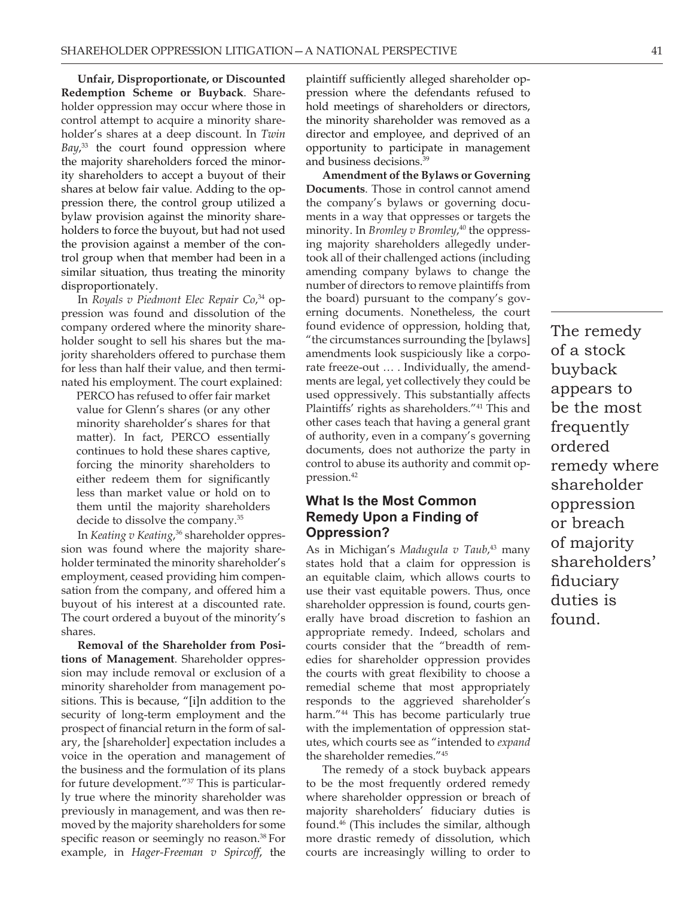**Unfair, Disproportionate, or Discounted Redemption Scheme or Buyback**. Shareholder oppression may occur where those in control attempt to acquire a minority shareholder's shares at a deep discount. In *Twin Bay*,[33] the court found oppression where the majority shareholders forced the minority shareholders to accept a buyout of their shares at below fair value. Adding to the oppression there, the control group utilized a bylaw provision against the minority shareholders to force the buyout, but had not used the provision against a member of the control group when that member had been in a similar situation, thus treating the minority disproportionately.

In *Royals v Piedmont Elec Repair Co*,[34] oppression was found and dissolution of the company ordered where the minority shareholder sought to sell his shares but the majority shareholders offered to purchase them for less than half their value, and then terminated his employment. The court explained:

> PERCO has refused to offer fair market value for Glenn's shares (or any other minority shareholder's shares for that matter). In fact, PERCO essentially continues to hold these shares captive, forcing the minority shareholders to either redeem them for significantly less than market value or hold on to them until the majority shareholders decide to dissolve the company.[35]

In *Keating v Keating*,[36] shareholder oppression was found where the majority shareholder terminated the minority shareholder's employment, ceased providing him compensation from the company, and offered him a buyout of his interest at a discounted rate. The court ordered a buyout of the minority's shares.

**Removal of the Shareholder from Positions of Management**. Shareholder oppression may include removal or exclusion of a minority shareholder from management positions. This is because, "[i]n addition to the security of long-term employment and the prospect of financial return in the form of salary, the [shareholder] expectation includes a voice in the operation and management of the business and the formulation of its plans for future development."[37] This is particularly true where the minority shareholder was previously in management, and was then removed by the majority shareholders for some specific reason or seemingly no reason.[38] For example, in *Hager-Freeman v Spircoff*, the plaintiff sufficiently alleged shareholder oppression where the defendants refused to hold meetings of shareholders or directors, the minority shareholder was removed as a director and employee, and deprived of an opportunity to participate in management and business decisions.[39]

**Amendment of the Bylaws or Governing Documents**. Those in control cannot amend the company's bylaws or governing documents in a way that oppresses or targets the minority. In *Bromley v Bromley*,[40] the oppressing majority shareholders allegedly undertook all of their challenged actions (including amending company bylaws to change the number of directors to remove plaintiffs from the board) pursuant to the company's governing documents. Nonetheless, the court found evidence of oppression, holding that, "the circumstances surrounding the [bylaws] amendments look suspiciously like a corporate freeze-out … . Individually, the amendments are legal, yet collectively they could be used oppressively. This substantially affects Plaintiffs' rights as shareholders."[41] This and other cases teach that having a general grant of authority, even in a company's governing documents, does not authorize the party in control to abuse its authority and commit oppression.[42]

## What Is the Most Common Remedy Upon a Finding of Oppression?

As in Michigan's *Madugula v Taub*,[43] many states hold that a claim for oppression is an equitable claim, which allows courts to use their vast equitable powers. Thus, once shareholder oppression is found, courts generally have broad discretion to fashion an appropriate remedy. Indeed, scholars and courts consider that the "breadth of remedies for shareholder oppression provides the courts with great flexibility to choose a remedial scheme that most appropriately responds to the aggrieved shareholder's harm."[44] This has become particularly true with the implementation of oppression statutes, which courts see as "intended to *expand* the shareholder remedies."[45]

The remedy of a stock buyback appears to be the most frequently ordered remedy where shareholder oppression or breach of majority shareholders' fiduciary duties is found.[46] (This includes the similar, although more drastic remedy of dissolution, which courts are increasingly willing to order to

> The remedy of a stock buyback appears to be the most frequently ordered remedy where shareholder oppression or breach of majority shareholders' fiduciary duties is found.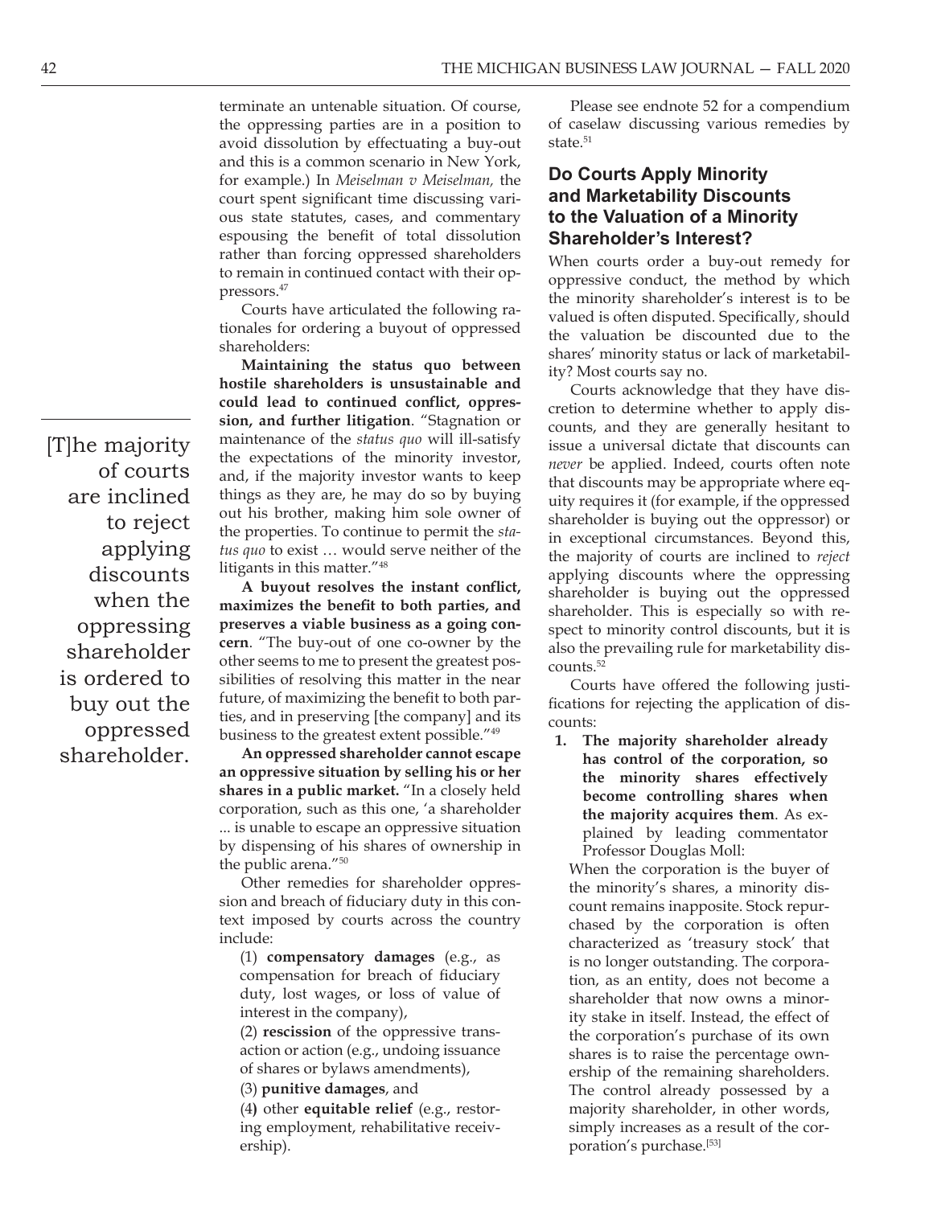terminate an untenable situation. Of course, the oppressing parties are in a position to avoid dissolution by effectuating a buy-out and this is a common scenario in New York, for example.) In *Meiselman v Meiselman,* the court spent significant time discussing various state statutes, cases, and commentary espousing the benefit of total dissolution rather than forcing oppressed shareholders to remain in continued contact with their oppressors.[47]

Courts have articulated the following rationales for ordering a buyout of oppressed shareholders:

**Maintaining the status quo between hostile shareholders is unsustainable and could lead to continued conflict, oppression, and further litigation**. "Stagnation or maintenance of the *status quo* will ill-satisfy the expectations of the minority investor, and, if the majority investor wants to keep things as they are, he may do so by buying out his brother, making him sole owner of the properties. To continue to permit the *status quo* to exist … would serve neither of the litigants in this matter."[48]

**A buyout resolves the instant conflict, maximizes the benefit to both parties, and preserves a viable business as a going concern**. "The buy-out of one co-owner by the other seems to me to present the greatest possibilities of resolving this matter in the near future, of maximizing the benefit to both parties, and in preserving [the company] and its business to the greatest extent possible."[49]

**An oppressed shareholder cannot escape an oppressive situation by selling his or her shares in a public market.** "In a closely held corporation, such as this one, 'a shareholder ... is unable to escape an oppressive situation by dispensing of his shares of ownership in the public arena.'"[50]

Other remedies for shareholder oppression and breach of fiduciary duty in this context imposed by courts across the country include:

(1) **compensatory damages** (e.g., as compensation for breach of fiduciary duty, lost wages, or loss of value of interest in the company),

(2) **rescission** of the oppressive transaction or action (e.g., undoing issuance of shares or bylaws amendments),

(3) **punitive damages**, and

(4) other **equitable relief** (e.g., restoring employment, rehabilitative receivership).

Please see endnote 52 for a compendium of caselaw discussing various remedies by state.[51]

## Do Courts Apply Minority and Marketability Discounts to the Valuation of a Minority Shareholder's Interest?

When courts order a buy-out remedy for oppressive conduct, the method by which the minority shareholder's interest is to be valued is often disputed. Specifically, should the valuation be discounted due to the shares' minority status or lack of marketability? Most courts say no.

Courts acknowledge that they have discretion to determine whether to apply discounts, and they are generally hesitant to issue a universal dictate that discounts can *never* be applied. Indeed, courts often note that discounts may be appropriate where equity requires it (for example, if the oppressed shareholder is buying out the oppressor) or in exceptional circumstances. Beyond this, the majority of courts are inclined to *reject* applying discounts where the oppressing shareholder is buying out the oppressed shareholder. This is especially so with respect to minority control discounts, but it is also the prevailing rule for marketability discounts.[52]

> [T]he majority of courts are inclined to reject applying discounts when the oppressing shareholder is ordered to buy out the oppressed shareholder.

Courts have offered the following justifications for rejecting the application of discounts:

1. **The majority shareholder already has control of the corporation, so the minority shares effectively become controlling shares when the majority acquires them**. As explained by leading commentator Professor Douglas Moll:

   When the corporation is the buyer of the minority's shares, a minority discount remains inapposite. Stock repurchased by the corporation is often characterized as 'treasury stock' that is no longer outstanding. The corporation, as an entity, does not become a shareholder that now owns a minority stake in itself. Instead, the effect of the corporation's purchase of its own shares is to raise the percentage ownership of the remaining shareholders. The control already possessed by a majority shareholder, in other words, simply increases as a result of the corporation's purchase.[53]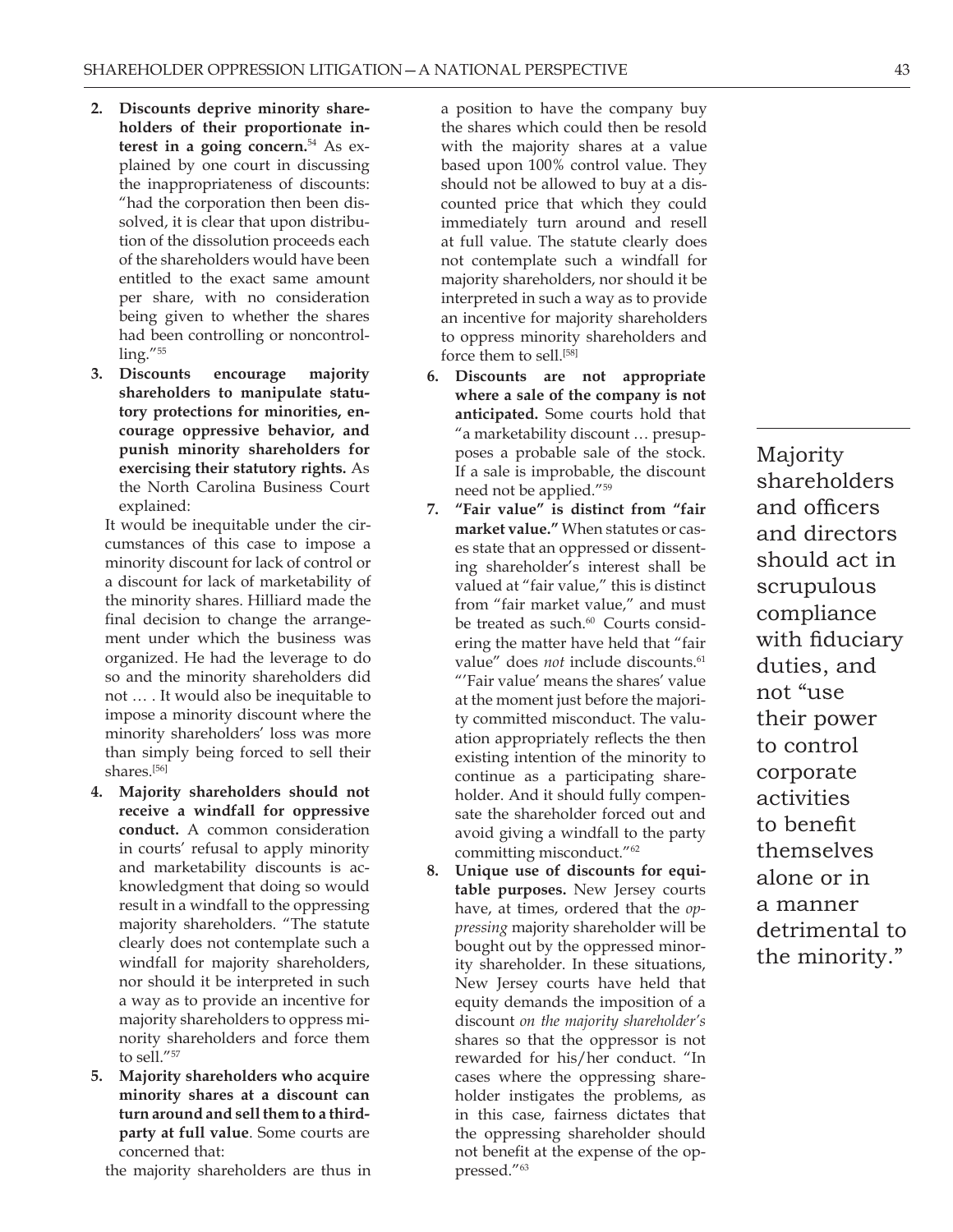2. **Discounts deprive minority shareholders of their proportionate interest in a going concern.**[54] As explained by one court in discussing the inappropriateness of discounts: "had the corporation then been dissolved, it is clear that upon distribution of the dissolution proceeds each of the shareholders would have been entitled to the exact same amount per share, with no consideration being given to whether the shares had been controlling or noncontrolling."[55]
3. **Discounts encourage majority shareholders to manipulate statutory protections for minorities, encourage oppressive behavior, and punish minority shareholders for exercising their statutory rights.** As the North Carolina Business Court explained:

   It would be inequitable under the circumstances of this case to impose a minority discount for lack of control or a discount for lack of marketability of the minority shares. Hilliard made the final decision to change the arrangement under which the business was organized. He had the leverage to do so and the minority shareholders did not … . It would also be inequitable to impose a minority discount where the minority shareholders' loss was more than simply being forced to sell their shares.[56]
4. **Majority shareholders should not receive a windfall for oppressive conduct.** A common consideration in courts' refusal to apply minority and marketability discounts is acknowledgment that doing so would result in a windfall to the oppressing majority shareholders. "The statute clearly does not contemplate such a windfall for majority shareholders, nor should it be interpreted in such a way as to provide an incentive for majority shareholders to oppress minority shareholders and force them to sell."[57]
5. **Majority shareholders who acquire minority shares at a discount can turn around and sell them to a third-party at full value**. Some courts are concerned that:

   the majority shareholders are thus in a position to have the company buy the shares which could then be resold with the majority shares at a value based upon 100% control value. They should not be allowed to buy at a discounted price that which they could immediately turn around and resell at full value. The statute clearly does not contemplate such a windfall for majority shareholders, nor should it be interpreted in such a way as to provide an incentive for majority shareholders to oppress minority shareholders and force them to sell.[58]
6. **Discounts are not appropriate where a sale of the company is not anticipated.** Some courts hold that "a marketability discount … presupposes a probable sale of the stock. If a sale is improbable, the discount need not be applied."[59]
7. **"Fair value" is distinct from "fair market value."** When statutes or cases state that an oppressed or dissenting shareholder's interest shall be valued at "fair value," this is distinct from "fair market value," and must be treated as such.[60] Courts considering the matter have held that "fair value" does *not* include discounts.[61] "'Fair value' means the shares' value at the moment just before the majority committed misconduct. The valuation appropriately reflects the then existing intention of the minority to continue as a participating shareholder. And it should fully compensate the shareholder forced out and avoid giving a windfall to the party committing misconduct."[62]
8. **Unique use of discounts for equitable purposes.** New Jersey courts have, at times, ordered that the *oppressing* majority shareholder will be bought out by the oppressed minority shareholder. In these situations, New Jersey courts have held that equity demands the imposition of a discount *on the majority shareholder's* shares so that the oppressor is not rewarded for his/her conduct. "In cases where the oppressing shareholder instigates the problems, as in this case, fairness dictates that the oppressing shareholder should not benefit at the expense of the oppressed."[63]

> Majority shareholders and officers and directors should act in scrupulous compliance with fiduciary duties, and not "use their power to control corporate activities to benefit themselves alone or in a manner detrimental to the minority."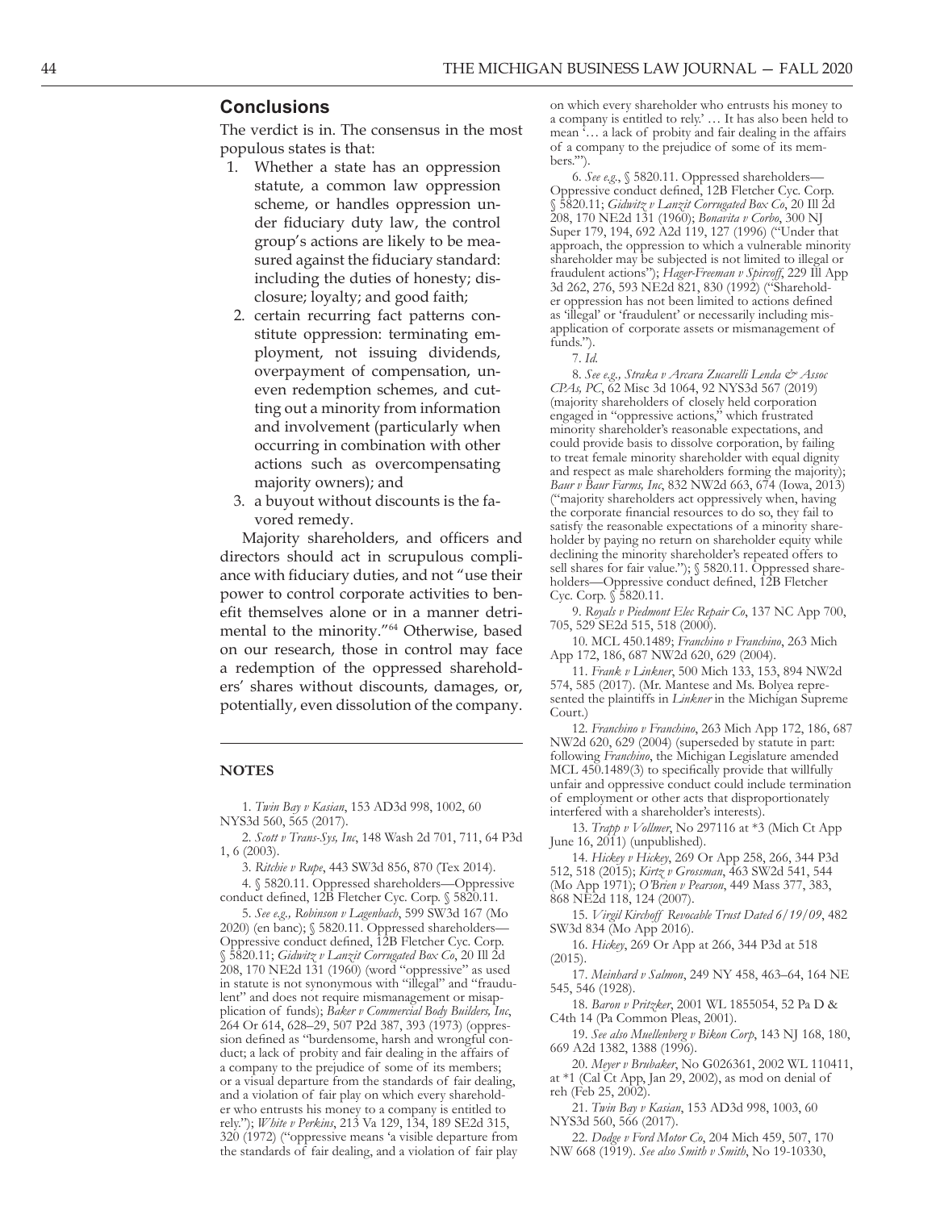## Conclusions

The verdict is in. The consensus in the most populous states is that:

1. Whether a state has an oppression statute, a common law oppression scheme, or handles oppression under fiduciary duty law, the control group's actions are likely to be measured against the fiduciary standard: including the duties of honesty; disclosure; loyalty; and good faith;
2. certain recurring fact patterns constitute oppression: terminating employment, not issuing dividends, overpayment of compensation, uneven redemption schemes, and cutting out a minority from information and involvement (particularly when occurring in combination with other actions such as overcompensating majority owners); and
3. a buyout without discounts is the favored remedy.

Majority shareholders, and officers and directors should act in scrupulous compliance with fiduciary duties, and not "use their power to control corporate activities to benefit themselves alone or in a manner detrimental to the minority."[64] Otherwise, based on our research, those in control may face a redemption of the oppressed shareholders' shares without discounts, damages, or, potentially, even dissolution of the company.

### NOTES

1. *Twin Bay v Kasian*, 153 AD3d 998, 1002, 60 NYS3d 560, 565 (2017).

2. *Scott v Trans-Sys, Inc*, 148 Wash 2d 701, 711, 64 P3d 1, 6 (2003).

3. *Ritchie v Rupe*, 443 SW3d 856, 870 (Tex 2014).

4. § 5820.11. Oppressed shareholders—Oppressive conduct defined, 12B Fletcher Cyc. Corp. § 5820.11.

5. *See e.g., Robinson v Lagenbach*, 599 SW3d 167 (Mo 2020) (en banc); § 5820.11. Oppressed shareholders—Oppressive conduct defined, 12B Fletcher Cyc. Corp. § 5820.11; *Gidwitz v Lanzit Corrugated Box Co*, 20 Ill 2d 208, 170 NE2d 131 (1960) (word "oppressive" as used in statute is not synonymous with "illegal" and "fraudulent" and does not require mismanagement or misapplication of funds); *Baker v Commercial Body Builders, Inc*, 264 Or 614, 628–29, 507 P2d 387, 393 (1973) (oppression defined as "burdensome, harsh and wrongful conduct; a lack of probity and fair dealing in the affairs of a company to the prejudice of some of its members; or a visual departure from the standards of fair dealing, and a violation of fair play on which every shareholder who entrusts his money to a company is entitled to rely."); *White v Perkins*, 213 Va 129, 134, 189 SE2d 315, 320 (1972) ("oppressive means 'a visible departure from the standards of fair dealing, and a violation of fair play on which every shareholder who entrusts his money to a company is entitled to rely.' … It has also been held to mean '… a lack of probity and fair dealing in the affairs of a company to the prejudice of some of its members.'").

6. *See e.g.*, § 5820.11. Oppressed shareholders—Oppressive conduct defined, 12B Fletcher Cyc. Corp. § 5820.11; *Gidwitz v Lanzit Corrugated Box Co*, 20 Ill 2d 208, 170 NE2d 131 (1960); *Bonavita v Corbo*, 300 NJ Super 179, 194, 692 A2d 119, 127 (1996) ("Under that approach, the oppression to which a vulnerable minority shareholder may be subjected is not limited to illegal or fraudulent actions"); *Hager-Freeman v Spircoff*, 229 Ill App 3d 262, 276, 593 NE2d 821, 830 (1992) ("Shareholder oppression has not been limited to actions defined as 'illegal' or 'fraudulent' or necessarily including misapplication of corporate assets or mismanagement of funds.").

7. *Id.*

8. *See e.g., Straka v Arcara Zucarelli Lenda & Assoc CPAs, PC*, 62 Misc 3d 1064, 92 NYS3d 567 (2019) (majority shareholders of closely held corporation engaged in "oppressive actions," which frustrated minority shareholder's reasonable expectations, and could provide basis to dissolve corporation, by failing to treat female minority shareholder with equal dignity and respect as male shareholders forming the majority); *Baur v Baur Farms, Inc*, 832 NW2d 663, 674 (Iowa, 2013) ("majority shareholders act oppressively when, having the corporate financial resources to do so, they fail to satisfy the reasonable expectations of a minority shareholder by paying no return on shareholder equity while declining the minority shareholder's repeated offers to sell shares for fair value."); § 5820.11. Oppressed shareholders—Oppressive conduct defined, 12B Fletcher Cyc. Corp. § 5820.11.

9. *Royals v Piedmont Elec Repair Co*, 137 NC App 700, 705, 529 SE2d 515, 518 (2000).

10. MCL 450.1489; *Franchino v Franchino*, 263 Mich App 172, 186, 687 NW2d 620, 629 (2004).

11. *Frank v Linkner*, 500 Mich 133, 153, 894 NW2d 574, 585 (2017). (Mr. Mantese and Ms. Bolyea represented the plaintiffs in *Linkner* in the Michigan Supreme Court.)

12. *Franchino v Franchino*, 263 Mich App 172, 186, 687 NW2d 620, 629 (2004) (superseded by statute in part: following *Franchino*, the Michigan Legislature amended MCL 450.1489(3) to specifically provide that willfully unfair and oppressive conduct could include termination of employment or other acts that disproportionately interfered with a shareholder's interests).

13. *Trapp v Vollmer*, No 297116 at *3 (Mich Ct App June 16, 2011) (unpublished).

14. *Hickey v Hickey*, 269 Or App 258, 266, 344 P3d 512, 518 (2015); *Kirtz v Grossman*, 463 SW2d 541, 544 (Mo App 1971); *O'Brien v Pearson*, 449 Mass 377, 383, 868 NE2d 118, 124 (2007).

15. *Virgil Kirchoff Revocable Trust Dated 6/19/09*, 482 SW3d 834 (Mo App 2016).

16. *Hickey*, 269 Or App at 266, 344 P3d at 518 (2015).

17. *Meinhard v Salmon*, 249 NY 458, 463–64, 164 NE 545, 546 (1928).

18. *Baron v Pritzker*, 2001 WL 1855054, 52 Pa D & C4th 14 (Pa Common Pleas, 2001).

19. *See also Muellenberg v Bikon Corp*, 143 NJ 168, 180, 669 A2d 1382, 1388 (1996).

20. *Meyer v Brubaker*, No G026361, 2002 WL 110411, at *1 (Cal Ct App, Jan 29, 2002), as mod on denial of reh (Feb 25, 2002).

21. *Twin Bay v Kasian*, 153 AD3d 998, 1003, 60 NYS3d 560, 566 (2017).

22. *Dodge v Ford Motor Co*, 204 Mich 459, 507, 170 NW 668 (1919). *See also Smith v Smith*, No 19-10330,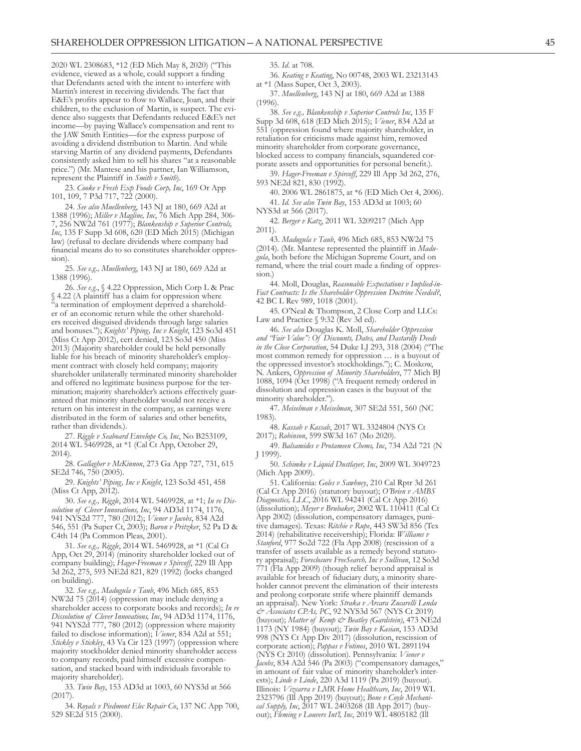2020 WL 2308683, *12 (ED Mich May 8, 2020) ("This evidence, viewed as a whole, could support a finding that Defendants acted with the intent to interfere with Martin's interest in receiving dividends. The fact that E&E's profits appear to flow to Wallace, Joan, and their children, to the exclusion of Martin, is suspect. The evidence also suggests that Defendants reduced E&E's net income—by paying Wallace's compensation and rent to the JAW Smith Entities—for the express purpose of avoiding a dividend distribution to Martin. And while starving Martin of any dividend payments, Defendants consistently asked him to sell his shares "at a reasonable price.") (Mr. Mantese and his partner, Ian Williamson, represent the Plaintiff in *Smith v Smith*).

23. *Cooke v Fresh Exp Foods Corp, Inc*, 169 Or App 101, 109, 7 P3d 717, 722 (2000).

24. *See also Muellenberg*, 143 NJ at 180, 669 A2d at 1388 (1996); *Miller v Magline, Inc*, 76 Mich App 284, 306-7, 256 NW2d 761 (1977); *Blankenship v Superior Controls, Inc*, 135 F Supp 3d 608, 620 (ED Mich 2015) (Michigan law) (refusal to declare dividends where company had financial means do to so constitutes shareholder oppression).

25. *See e.g., Muellenberg*, 143 NJ at 180, 669 A2d at 1388 (1996).

26. *See e.g.*, § 4.22 Oppression, Mich Corp L & Prac § 4.22 (A plaintiff has a claim for oppression where "a termination of employment deprived a shareholder of an economic return while the other shareholders received disguised dividends through large salaries and bonuses."); *Knights' Piping, Inc v Knight*, 123 So3d 451 (Miss Ct App 2012), cert denied, 123 So3d 450 (Miss 2013) (Majority shareholder could be held personally liable for his breach of minority shareholder's employment contract with closely held company; majority shareholder unilaterally terminated minority shareholder and offered no legitimate business purpose for the termination; majority shareholder's actions effectively guaranteed that minority shareholder would not receive a return on his interest in the company, as earnings were distributed in the form of salaries and other benefits, rather than dividends.).

27. *Riggle v Seaboard Envelope Co, Inc*, No B253109, 2014 WL 5469928, at *1 (Cal Ct App, October 29, 2014).

28. *Gallagher v McKinnon*, 273 Ga App 727, 731, 615 SE2d 746, 750 (2005).

29. *Knights' Piping, Inc v Knight*, 123 So3d 451, 458 (Miss Ct App, 2012).

30. *See e.g., Riggle*, 2014 WL 5469928, at *1; *In re Dissolution of Clever Innovations, Inc*, 94 AD3d 1174, 1176, 941 NYS2d 777, 780 (2012); *Viener v Jacobs*, 834 A2d 546, 551 (Pa Super Ct, 2003); *Baron v Pritzker*, 52 Pa D & C4th 14 (Pa Common Pleas, 2001).

31. *See e.g., Riggle*, 2014 WL 5469928, at *1 (Cal Ct App, Oct 29, 2014) (minority shareholder locked out of company building); *Hager-Freeman v Spircoff*, 229 Ill App 3d 262, 275, 593 NE2d 821, 829 (1992) (locks changed on building).

32. *See e.g., Madugula v Taub*, 496 Mich 685, 853 NW2d 75 (2014) (oppression may include denying a shareholder access to corporate books and records); *In re Dissolution of Clever Innovations, Inc*, 94 AD3d 1174, 1176, 941 NYS2d 777, 780 (2012) (oppression where majority failed to disclose information); *Viener*, 834 A2d at 551; *Stickley v Stickley*, 43 Va Cir 123 (1997) (oppression where majority stockholder denied minority shareholder access to company records, paid himself excessive compensation, and stacked board with individuals favorable to majority shareholder).

33. *Twin Bay*, 153 AD3d at 1003, 60 NYS3d at 566 (2017).

34. *Royals v Piedmont Elec Repair Co*, 137 NC App 700, 529 SE2d 515 (2000).

35. *Id*. at 708.

36. *Keating v Keating*, No 00748, 2003 WL 23213143 at *1 (Mass Super, Oct 3, 2003).

37. *Muellenberg*, 143 NJ at 180, 669 A2d at 1388 (1996).

38. *See e.g., Blankenship v Superior Controls Inc*, 135 F Supp 3d 608, 618 (ED Mich 2015); *Viener*, 834 A2d at 551 (oppression found where majority shareholder, in retaliation for criticisms made against him, removed minority shareholder from corporate governance, blocked access to company financials, squandered corporate assets and opportunities for personal benefit.).

39. *Hager-Freeman v Spircoff*, 229 Ill App 3d 262, 276, 593 NE2d 821, 830 (1992).

40. 2006 WL 2861875, at *6 (ED Mich Oct 4, 2006).

41. *Id. See also Twin Bay*, 153 AD3d at 1003; 60 NYS3d at 566 (2017).

42. *Berger v Katz*, 2011 WL 3209217 (Mich App 2011).

43. *Madugula v Taub*, 496 Mich 685, 853 NW2d 75 (2014). (Mr. Mantese represented the plaintiff in *Madugula*, both before the Michigan Supreme Court, and on remand, where the trial court made a finding of oppression.)

44. Moll, Douglas, *Reasonable Expectations v Implied-in-Fact Contracts: Is the Shareholder Oppression Doctrine Needed?*, 42 BC L Rev 989, 1018 (2001).

45. O'Neal & Thompson, 2 Close Corp and LLCs: Law and Practice § 9:32 (Rev 3d ed).

46. *See also* Douglas K. Moll, *Shareholder Oppression and "Fair Value": Of Discounts, Dates, and Dastardly Deeds in the Close Corporation*, 54 Duke LJ 293, 318 (2004) ("The most common remedy for oppression … is a buyout of the oppressed investor's stockholdings."); C. Moskow, N. Ankers, *Oppression of Minority Shareholders*, 77 Mich BJ 1088, 1094 (Oct 1998) ("A frequent remedy ordered in dissolution and oppression cases is the buyout of the minority shareholder.").

47. *Meiselman v Meiselman*, 307 SE2d 551, 560 (NC 1983).

48. *Kassab v Kassab*, 2017 WL 3324804 (NYS Ct 2017); *Robinson*, 599 SW3d 167 (Mo 2020).

49. *Balsamides v Protameen Chems, Inc*, 734 A2d 721 (N J 1999).

50. *Schimke v Liquid Dustlayer, Inc*, 2009 WL 3049723 (Mich App 2009).

51. California: *Goles v Sawhney*, 210 Cal Rptr 3d 261 (Cal Ct App 2016) (statutory buyout); *O'Brien v AMBS Diagnostics, LLC*, 2016 WL 94241 (Cal Ct App 2016) (dissolution); *Meyer v Brubaker*, 2002 WL 110411 (Cal Ct App 2002) (dissolution, compensatory damages, punitive damages). Texas: *Ritchie v Rupe*, 443 SW3d 856 (Tex 2014) (rehabilitative receivership); Florida: *Williams v Stanford*, 977 So2d 722 (Fla App 2008) (rescission of a transfer of assets available as a remedy beyond statutory appraisal); *Foreclosure FreeSearch, Inc v Sullivan*, 12 So3d 771 (Fla App 2009) (though relief beyond appraisal is available for breach of fiduciary duty, a minority shareholder cannot prevent the elimination of their interests and prolong corporate strife where plaintiff demands an appraisal). New York: *Straka v Arcara Zucarelli Lenda & Associates CPAs, PC*, 92 NYS3d 567 (NYS Ct 2019) (buyout); *Matter of Kemp & Beatley (Gardstein)*, 473 NE2d 1173 (NY 1984) (buyout); *Twin Bay v Kasian*, 153 AD3d 998 (NYS Ct App Div 2017) (dissolution, rescission of corporate action); *Pappas v Fotinos*, 2010 WL 2891194 (NYS Ct 2010) (dissolution). Pennsylvania: *Viener v Jacobs*, 834 A2d 546 (Pa 2003) ("compensatory damages," in amount of fair value of minority shareholder's interests); *Linde v Linde*, 220 A3d 1119 (Pa 2019) (buyout). Illinois: *Vizcarra v LMR Home Healthcare, Inc*, 2019 WL 2323796 (Ill App 2019) (buyout); *Bone v Coyle Mechanical Supply, Inc*, 2017 WL 2403268 (Ill App 2017) (buyout); *Fleming v Louvers Int'l, Inc*, 2019 WL 4805182 (Ill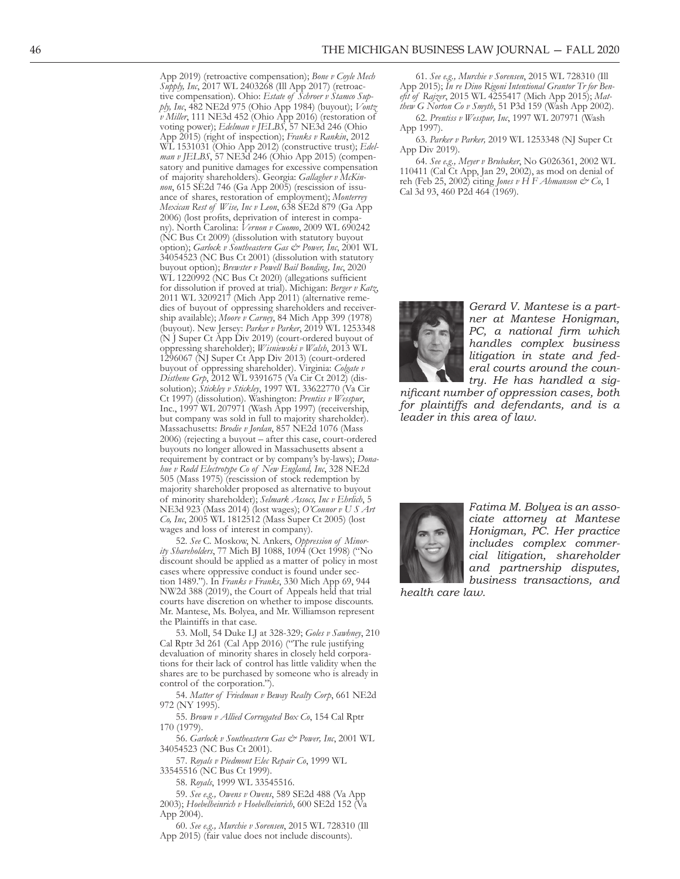App 2019) (retroactive compensation); *Bone v Coyle Mech Supply, Inc*, 2017 WL 2403268 (Ill App 2017) (retroactive compensation). Ohio: *Estate of Schroer v Stamco Supply, Inc*, 482 NE2d 975 (Ohio App 1984) (buyout); *Vontz v Miller*, 111 NE3d 452 (Ohio App 2016) (restoration of voting power); *Edelman v JELBS*, 57 NE3d 246 (Ohio App 2015) (right of inspection); *Franks v Rankin*, 2012 WL 1531031 (Ohio App 2012) (constructive trust); *Edelman v JELBS*, 57 NE3d 246 (Ohio App 2015) (compensatory and punitive damages for excessive compensation of majority shareholders). Georgia: *Gallagher v McKinnon*, 615 SE2d 746 (Ga App 2005) (rescission of issuance of shares, restoration of employment); *Monterrey Mexican Rest of Wise, Inc v Leon*, 638 SE2d 879 (Ga App 2006) (lost profits, deprivation of interest in company). North Carolina: *Vernon v Cuomo*, 2009 WL 690242 (NC Bus Ct 2009) (dissolution with statutory buyout option); *Garlock v Southeastern Gas & Power, Inc*, 2001 WL 34054523 (NC Bus Ct 2001) (dissolution with statutory buyout option); *Brewster v Powell Bail Bonding, Inc*, 2020 WL 1220992 (NC Bus Ct 2020) (allegations sufficient for dissolution if proved at trial). Michigan: *Berger v Katz*, 2011 WL 3209217 (Mich App 2011) (alternative remedies of buyout of oppressing shareholders and receivership available); *Moore v Carney*, 84 Mich App 399 (1978) (buyout). New Jersey: *Parker v Parker*, 2019 WL 1253348 (N J Super Ct App Div 2019) (court-ordered buyout of oppressing shareholder); *Wisniewski v Walsh*, 2013 WL 1296067 (NJ Super Ct App Div 2013) (court-ordered buyout of oppressing shareholder). Virginia: *Colgate v Disthene Grp*, 2012 WL 9391675 (Va Cir Ct 2012) (dissolution); *Stickley v Stickley*, 1997 WL 33622770 (Va Cir Ct 1997) (dissolution). Washington: *Prentiss v Wesspur*, Inc., 1997 WL 207971 (Wash App 1997) (receivership, but company was sold in full to majority shareholder). Massachusetts: *Brodie v Jordan*, 857 NE2d 1076 (Mass 2006) (rejecting a buyout – after this case, court-ordered buyouts no longer allowed in Massachusetts absent a requirement by contract or by company's by-laws); *Donahue v Rodd Electrotype Co of New England, Inc*, 328 NE2d 505 (Mass 1975) (rescission of stock redemption by majority shareholder proposed as alternative to buyout of minority shareholder); *Selmark Assocs, Inc v Ehrlich*, 5 NE3d 923 (Mass 2014) (lost wages); *O'Connor v U S Art Co, Inc*, 2005 WL 1812512 (Mass Super Ct 2005) (lost wages and loss of interest in company).

52. *See* C. Moskow, N. Ankers, *Oppression of Minority Shareholders*, 77 Mich BJ 1088, 1094 (Oct 1998) ("No discount should be applied as a matter of policy in most cases where oppressive conduct is found under section 1489."). In *Franks v Franks*, 330 Mich App 69, 944 NW2d 388 (2019), the Court of Appeals held that trial courts have discretion on whether to impose discounts. Mr. Mantese, Ms. Bolyea, and Mr. Williamson represent the Plaintiffs in that case.

53. Moll, 54 Duke LJ at 328-329; *Goles v Sawhney*, 210 Cal Rptr 3d 261 (Cal App 2016) ("The rule justifying devaluation of minority shares in closely held corporations for their lack of control has little validity when the shares are to be purchased by someone who is already in control of the corporation.").

54. *Matter of Friedman v Beway Realty Corp*, 661 NE2d 972 (NY 1995).

55. *Brown v Allied Corrugated Box Co*, 154 Cal Rptr 170 (1979).

56. *Garlock v Southeastern Gas & Power, Inc*, 2001 WL 34054523 (NC Bus Ct 2001).

57. *Royals v Piedmont Elec Repair Co*, 1999 WL 33545516 (NC Bus Ct 1999).

58. *Royals*, 1999 WL 33545516.

59. *See e.g., Owens v Owens*, 589 SE2d 488 (Va App 2003); *Hoebelheinrich v Hoebelheinrich*, 600 SE2d 152 (Va App 2004).

60. *See e.g., Murchie v Sorensen*, 2015 WL 728310 (Ill App 2015) (fair value does not include discounts).

61. *See e.g., Murchie v Sorensen*, 2015 WL 728310 (Ill App 2015); *In re Dino Rigoni Intentional Grantor Tr for Benefit of Rajzer*, 2015 WL 4255417 (Mich App 2015); *Matthew G Norton Co v Smyth*, 51 P3d 159 (Wash App 2002).

62. *Prentiss v Wesspur, Inc*, 1997 WL 207971 (Wash App 1997).

63. *Parker v Parker,* 2019 WL 1253348 (NJ Super Ct App Div 2019).

64. *See e.g., Meyer v Brubaker*, No G026361, 2002 WL 110411 (Cal Ct App, Jan 29, 2002), as mod on denial of reh (Feb 25, 2002) citing *Jones v H F Ahmanson & Co*, 1 Cal 3d 93, 460 P2d 464 (1969).

*Gerard V. Mantese is a partner at Mantese Honigman, PC, a national firm which handles complex business litigation in state and federal courts around the country. He has handled a significant number of oppression cases, both for plaintiffs and defendants, and is a leader in this area of law.*

*Fatima M. Bolyea is an associate attorney at Mantese Honigman, PC. Her practice includes complex commercial litigation, shareholder and partnership disputes, business transactions, and health care law.*